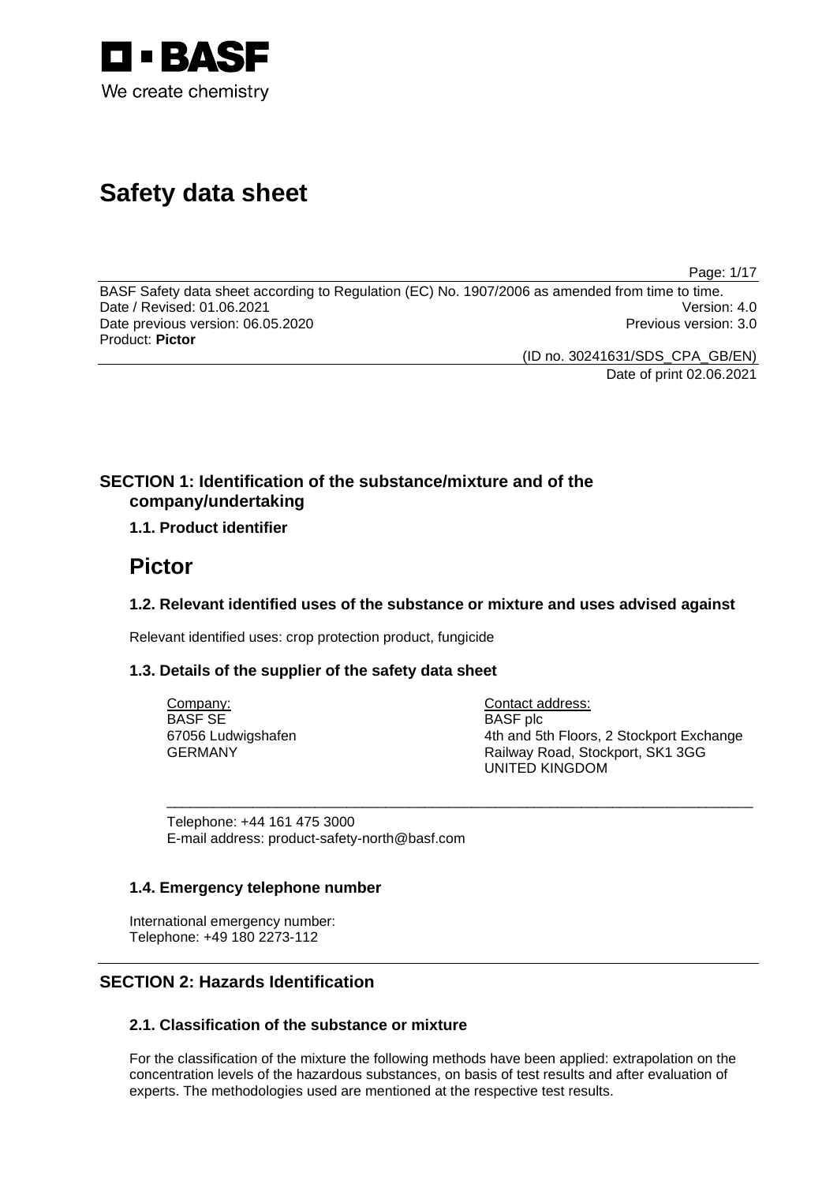BASF
We create chemistry

# Safety data sheet

BASF Safety data sheet according to Regulation (EC) No. 1907/2006 as amended from time to time.
Date / Revised: 01.06.2021 Version: 4.0
Date previous version: 06.05.2020 Previous version: 3.0
Product: **Pictor**

(ID no. 30241631/SDS_CPA_GB/EN)
Date of print 02.06.2021

## SECTION 1: Identification of the substance/mixture and of the company/undertaking

### 1.1. Product identifier

# Pictor

### 1.2. Relevant identified uses of the substance or mixture and uses advised against

Relevant identified uses: crop protection product, fungicide

### 1.3. Details of the supplier of the safety data sheet

Company:
BASF SE
67056 Ludwigshafen
GERMANY

Contact address:
BASF plc
4th and 5th Floors, 2 Stockport Exchange
Railway Road, Stockport, SK1 3GG
UNITED KINGDOM

Telephone: +44 161 475 3000
E-mail address: product-safety-north@basf.com

### 1.4. Emergency telephone number

International emergency number:
Telephone: +49 180 2273-112

## SECTION 2: Hazards Identification

### 2.1. Classification of the substance or mixture

For the classification of the mixture the following methods have been applied: extrapolation on the concentration levels of the hazardous substances, on basis of test results and after evaluation of experts. The methodologies used are mentioned at the respective test results.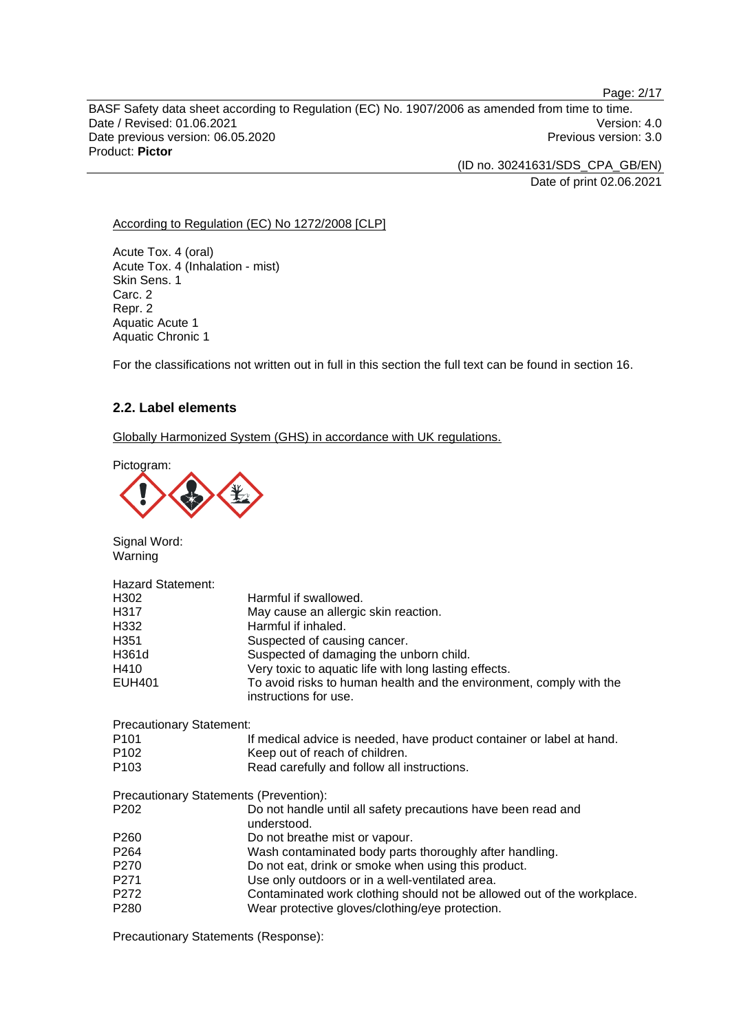According to Regulation (EC) No 1272/2008 [CLP]

Acute Tox. 4 (oral)
Acute Tox. 4 (Inhalation - mist)
Skin Sens. 1
Carc. 2
Repr. 2
Aquatic Acute 1
Aquatic Chronic 1

For the classifications not written out in full in this section the full text can be found in section 16.

## 2.2. Label elements

Globally Harmonized System (GHS) in accordance with UK regulations.

Pictogram:

Signal Word:
Warning

Hazard Statement:

| | |
|---|---|
| H302 | Harmful if swallowed. |
| H317 | May cause an allergic skin reaction. |
| H332 | Harmful if inhaled. |
| H351 | Suspected of causing cancer. |
| H361d | Suspected of damaging the unborn child. |
| H410 | Very toxic to aquatic life with long lasting effects. |
| EUH401 | To avoid risks to human health and the environment, comply with the instructions for use. |

Precautionary Statement:

| | |
|---|---|
| P101 | If medical advice is needed, have product container or label at hand. |
| P102 | Keep out of reach of children. |
| P103 | Read carefully and follow all instructions. |

Precautionary Statements (Prevention):

| | |
|---|---|
| P202 | Do not handle until all safety precautions have been read and understood. |
| P260 | Do not breathe mist or vapour. |
| P264 | Wash contaminated body parts thoroughly after handling. |
| P270 | Do not eat, drink or smoke when using this product. |
| P271 | Use only outdoors or in a well-ventilated area. |
| P272 | Contaminated work clothing should not be allowed out of the workplace. |
| P280 | Wear protective gloves/clothing/eye protection. |

Precautionary Statements (Response):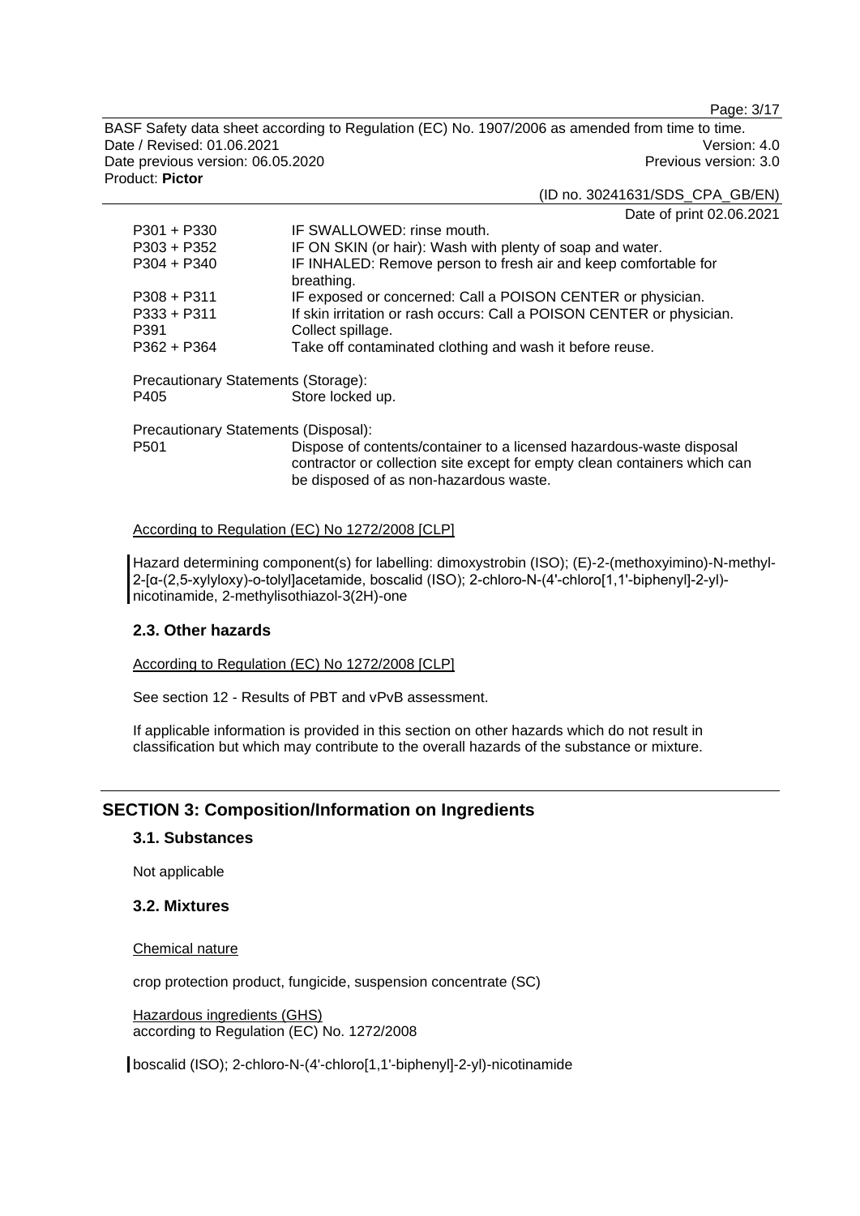| | |
|---|---|
| P301 + P330 | IF SWALLOWED: rinse mouth. |
| P303 + P352 | IF ON SKIN (or hair): Wash with plenty of soap and water. |
| P304 + P340 | IF INHALED: Remove person to fresh air and keep comfortable for breathing. |
| P308 + P311 | IF exposed or concerned: Call a POISON CENTER or physician. |
| P333 + P311 | If skin irritation or rash occurs: Call a POISON CENTER or physician. |
| P391 | Collect spillage. |
| P362 + P364 | Take off contaminated clothing and wash it before reuse. |

Precautionary Statements (Storage):

| | |
|---|---|
| P405 | Store locked up. |

Precautionary Statements (Disposal):

| | |
|---|---|
| P501 | Dispose of contents/container to a licensed hazardous-waste disposal contractor or collection site except for empty clean containers which can be disposed of as non-hazardous waste. |

According to Regulation (EC) No 1272/2008 [CLP]

Hazard determining component(s) for labelling: dimoxystrobin (ISO); (E)-2-(methoxyimino)-N-methyl-2-[α-(2,5-xylyloxy)-o-tolyl]acetamide, boscalid (ISO); 2-chloro-N-(4'-chloro[1,1'-biphenyl]-2-yl)-nicotinamide, 2-methylisothiazol-3(2H)-one

### 2.3. Other hazards

According to Regulation (EC) No 1272/2008 [CLP]

See section 12 - Results of PBT and vPvB assessment.

If applicable information is provided in this section on other hazards which do not result in classification but which may contribute to the overall hazards of the substance or mixture.

## SECTION 3: Composition/Information on Ingredients

### 3.1. Substances

Not applicable

### 3.2. Mixtures

Chemical nature

crop protection product, fungicide, suspension concentrate (SC)

Hazardous ingredients (GHS)
according to Regulation (EC) No. 1272/2008

boscalid (ISO); 2-chloro-N-(4'-chloro[1,1'-biphenyl]-2-yl)-nicotinamide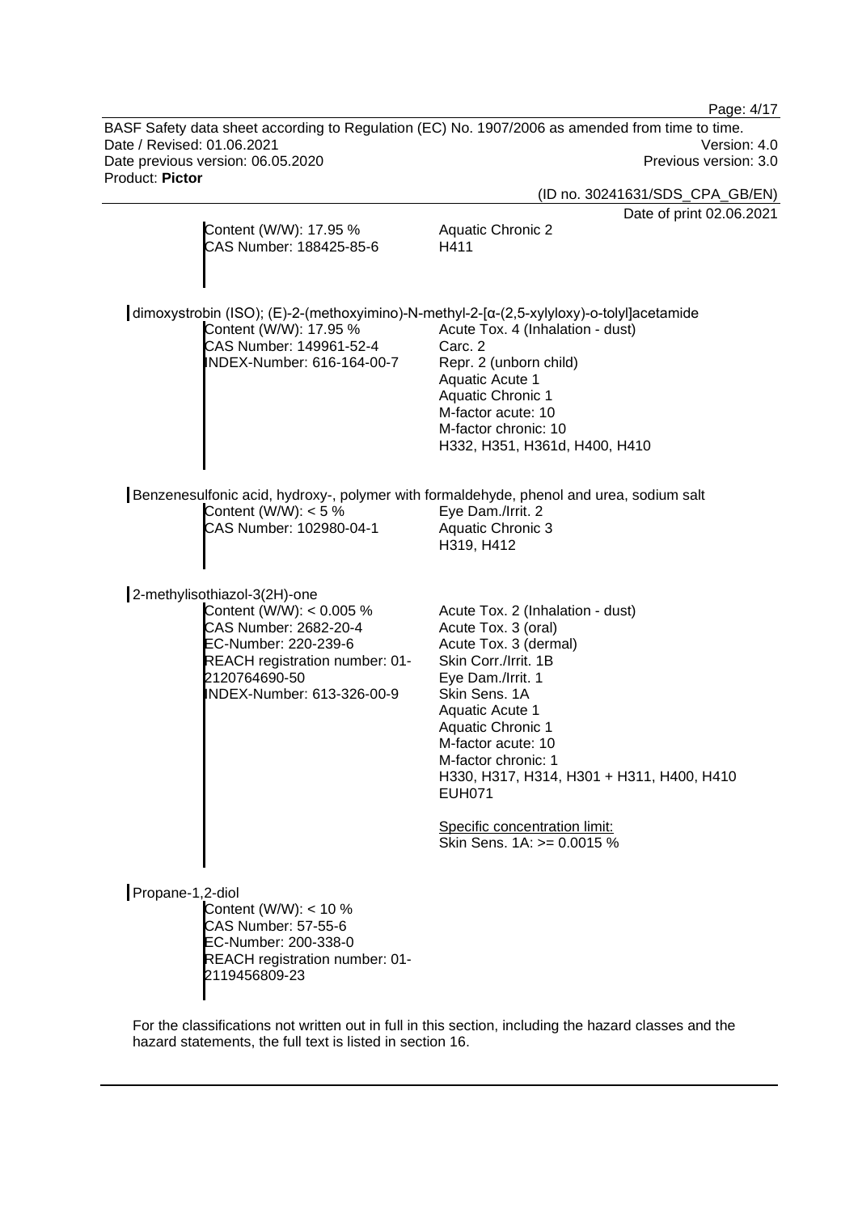Content (W/W): 17.95 %
CAS Number: 188425-85-6

Aquatic Chronic 2
H411

dimoxystrobin (ISO); (E)-2-(methoxyimino)-N-methyl-2-[α-(2,5-xylyloxy)-o-tolyl]acetamide

Content (W/W): 17.95 %
CAS Number: 149961-52-4
INDEX-Number: 616-164-00-7

Acute Tox. 4 (Inhalation - dust)
Carc. 2
Repr. 2 (unborn child)
Aquatic Acute 1
Aquatic Chronic 1
M-factor acute: 10
M-factor chronic: 10
H332, H351, H361d, H400, H410

Benzenesulfonic acid, hydroxy-, polymer with formaldehyde, phenol and urea, sodium salt

Content (W/W): < 5 %
CAS Number: 102980-04-1

Eye Dam./Irrit. 2
Aquatic Chronic 3
H319, H412

2-methylisothiazol-3(2H)-one

Content (W/W): < 0.005 %
CAS Number: 2682-20-4
EC-Number: 220-239-6
REACH registration number: 01-2120764690-50
INDEX-Number: 613-326-00-9

Acute Tox. 2 (Inhalation - dust)
Acute Tox. 3 (oral)
Acute Tox. 3 (dermal)
Skin Corr./Irrit. 1B
Eye Dam./Irrit. 1
Skin Sens. 1A
Aquatic Acute 1
Aquatic Chronic 1
M-factor acute: 10
M-factor chronic: 1
H330, H317, H314, H301 + H311, H400, H410
EUH071

Specific concentration limit:
Skin Sens. 1A: >= 0.0015 %

Propane-1,2-diol

Content (W/W): < 10 %
CAS Number: 57-55-6
EC-Number: 200-338-0
REACH registration number: 01-2119456809-23

For the classifications not written out in full in this section, including the hazard classes and the hazard statements, the full text is listed in section 16.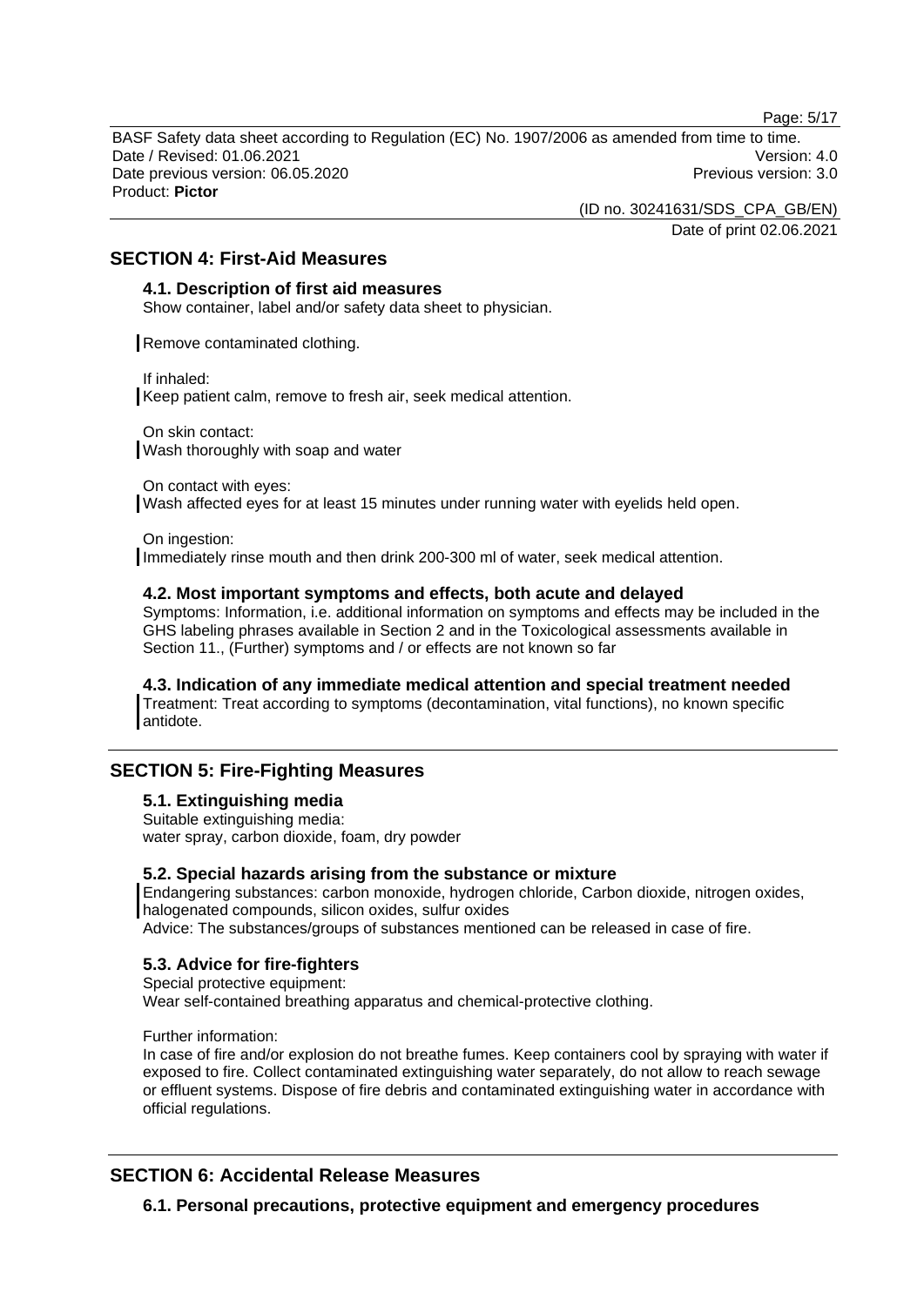## SECTION 4: First-Aid Measures

### 4.1. Description of first aid measures

Show container, label and/or safety data sheet to physician.

Remove contaminated clothing.

If inhaled:
Keep patient calm, remove to fresh air, seek medical attention.

On skin contact:
Wash thoroughly with soap and water

On contact with eyes:
Wash affected eyes for at least 15 minutes under running water with eyelids held open.

On ingestion:
Immediately rinse mouth and then drink 200-300 ml of water, seek medical attention.

### 4.2. Most important symptoms and effects, both acute and delayed

Symptoms: Information, i.e. additional information on symptoms and effects may be included in the GHS labeling phrases available in Section 2 and in the Toxicological assessments available in Section 11., (Further) symptoms and / or effects are not known so far

### 4.3. Indication of any immediate medical attention and special treatment needed

Treatment: Treat according to symptoms (decontamination, vital functions), no known specific antidote.

## SECTION 5: Fire-Fighting Measures

### 5.1. Extinguishing media

Suitable extinguishing media:
water spray, carbon dioxide, foam, dry powder

### 5.2. Special hazards arising from the substance or mixture

Endangering substances: carbon monoxide, hydrogen chloride, Carbon dioxide, nitrogen oxides, halogenated compounds, silicon oxides, sulfur oxides
Advice: The substances/groups of substances mentioned can be released in case of fire.

### 5.3. Advice for fire-fighters

Special protective equipment:
Wear self-contained breathing apparatus and chemical-protective clothing.

Further information:
In case of fire and/or explosion do not breathe fumes. Keep containers cool by spraying with water if exposed to fire. Collect contaminated extinguishing water separately, do not allow to reach sewage or effluent systems. Dispose of fire debris and contaminated extinguishing water in accordance with official regulations.

## SECTION 6: Accidental Release Measures

### 6.1. Personal precautions, protective equipment and emergency procedures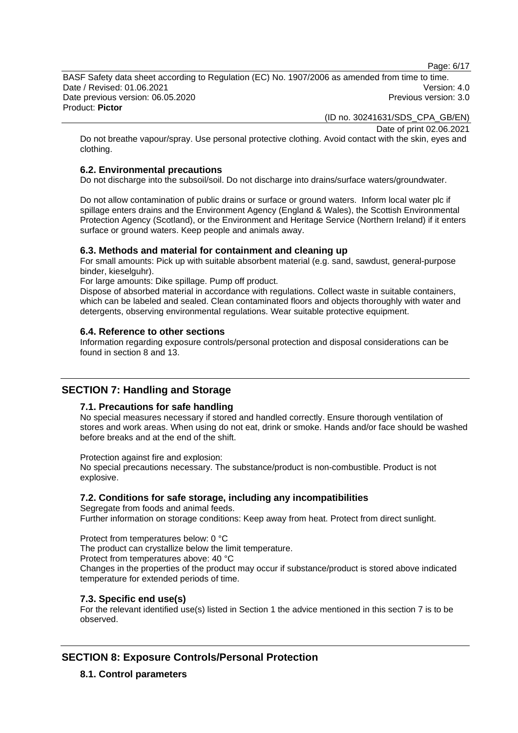Do not breathe vapour/spray. Use personal protective clothing. Avoid contact with the skin, eyes and clothing.

### 6.2. Environmental precautions

Do not discharge into the subsoil/soil. Do not discharge into drains/surface waters/groundwater.

Do not allow contamination of public drains or surface or ground waters. Inform local water plc if spillage enters drains and the Environment Agency (England & Wales), the Scottish Environmental Protection Agency (Scotland), or the Environment and Heritage Service (Northern Ireland) if it enters surface or ground waters. Keep people and animals away.

### 6.3. Methods and material for containment and cleaning up

For small amounts: Pick up with suitable absorbent material (e.g. sand, sawdust, general-purpose binder, kieselguhr).

For large amounts: Dike spillage. Pump off product.

Dispose of absorbed material in accordance with regulations. Collect waste in suitable containers, which can be labeled and sealed. Clean contaminated floors and objects thoroughly with water and detergents, observing environmental regulations. Wear suitable protective equipment.

### 6.4. Reference to other sections

Information regarding exposure controls/personal protection and disposal considerations can be found in section 8 and 13.

## SECTION 7: Handling and Storage

### 7.1. Precautions for safe handling

No special measures necessary if stored and handled correctly. Ensure thorough ventilation of stores and work areas. When using do not eat, drink or smoke. Hands and/or face should be washed before breaks and at the end of the shift.

Protection against fire and explosion:
No special precautions necessary. The substance/product is non-combustible. Product is not explosive.

### 7.2. Conditions for safe storage, including any incompatibilities

Segregate from foods and animal feeds.
Further information on storage conditions: Keep away from heat. Protect from direct sunlight.

Protect from temperatures below: 0 °C
The product can crystallize below the limit temperature.
Protect from temperatures above: 40 °C
Changes in the properties of the product may occur if substance/product is stored above indicated temperature for extended periods of time.

### 7.3. Specific end use(s)

For the relevant identified use(s) listed in Section 1 the advice mentioned in this section 7 is to be observed.

## SECTION 8: Exposure Controls/Personal Protection

### 8.1. Control parameters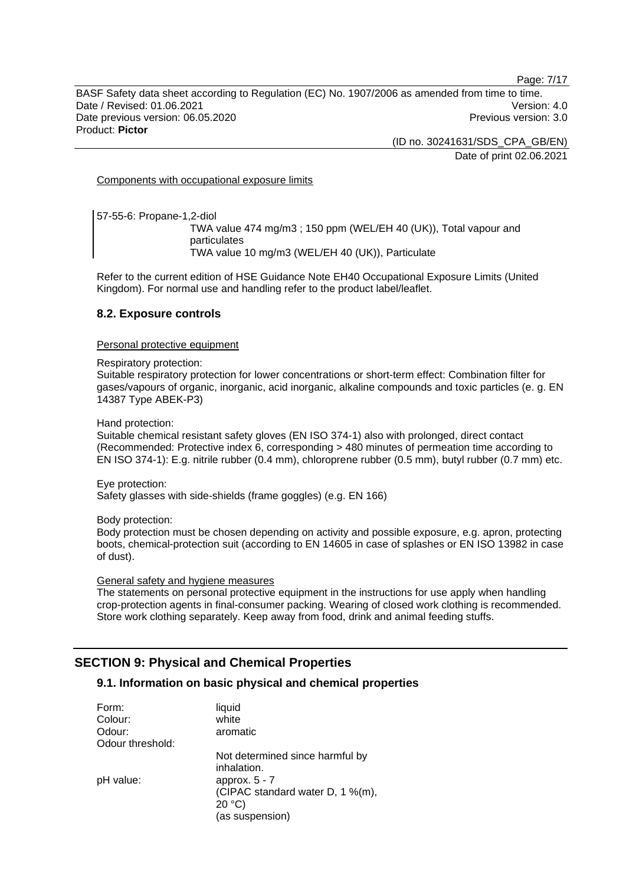Components with occupational exposure limits

57-55-6: Propane-1,2-diol

TWA value 474 mg/m3 ; 150 ppm (WEL/EH 40 (UK)), Total vapour and particulates
TWA value 10 mg/m3 (WEL/EH 40 (UK)), Particulate

Refer to the current edition of HSE Guidance Note EH40 Occupational Exposure Limits (United Kingdom). For normal use and handling refer to the product label/leaflet.

### 8.2. Exposure controls

Personal protective equipment

Respiratory protection:
Suitable respiratory protection for lower concentrations or short-term effect: Combination filter for gases/vapours of organic, inorganic, acid inorganic, alkaline compounds and toxic particles (e. g. EN 14387 Type ABEK-P3)

Hand protection:
Suitable chemical resistant safety gloves (EN ISO 374-1) also with prolonged, direct contact (Recommended: Protective index 6, corresponding > 480 minutes of permeation time according to EN ISO 374-1): E.g. nitrile rubber (0.4 mm), chloroprene rubber (0.5 mm), butyl rubber (0.7 mm) etc.

Eye protection:
Safety glasses with side-shields (frame goggles) (e.g. EN 166)

Body protection:
Body protection must be chosen depending on activity and possible exposure, e.g. apron, protecting boots, chemical-protection suit (according to EN 14605 in case of splashes or EN ISO 13982 in case of dust).

General safety and hygiene measures

The statements on personal protective equipment in the instructions for use apply when handling crop-protection agents in final-consumer packing. Wearing of closed work clothing is recommended. Store work clothing separately. Keep away from food, drink and animal feeding stuffs.

## SECTION 9: Physical and Chemical Properties

### 9.1. Information on basic physical and chemical properties

| | |
|---|---|
| Form: | liquid |
| Colour: | white |
| Odour: | aromatic |
| Odour threshold: | Not determined since harmful by inhalation. |
| pH value: | approx. 5 - 7 (CIPAC standard water D, 1 %(m), 20 °C) (as suspension) |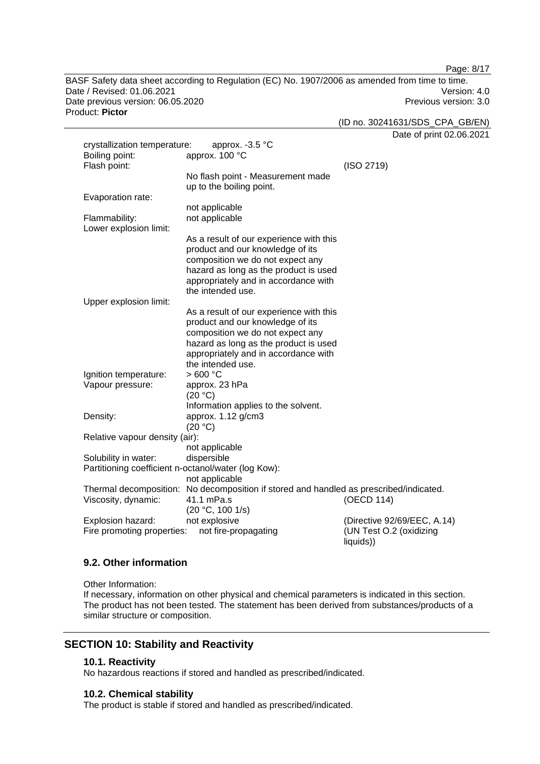| | | |
|---|---|---|
| crystallization temperature: | approx. -3.5 °C | |
| Boiling point: | approx. 100 °C | |
| Flash point: | No flash point - Measurement made up to the boiling point. | (ISO 2719) |
| Evaporation rate: | not applicable | |
| Flammability: | not applicable | |
| Lower explosion limit: | As a result of our experience with this product and our knowledge of its composition we do not expect any hazard as long as the product is used appropriately and in accordance with the intended use. | |
| Upper explosion limit: | As a result of our experience with this product and our knowledge of its composition we do not expect any hazard as long as the product is used appropriately and in accordance with the intended use. | |
| Ignition temperature: | > 600 °C | |
| Vapour pressure: | approx. 23 hPa (20 °C) Information applies to the solvent. | |
| Density: | approx. 1.12 g/cm3 (20 °C) | |
| Relative vapour density (air): | not applicable | |
| Solubility in water: | dispersible | |
| Partitioning coefficient n-octanol/water (log Kow): | not applicable | |
| Thermal decomposition: | No decomposition if stored and handled as prescribed/indicated. | |
| Viscosity, dynamic: | 41.1 mPa.s (20 °C, 100 1/s) | (OECD 114) |
| Explosion hazard: | not explosive | (Directive 92/69/EEC, A.14) |
| Fire promoting properties: | not fire-propagating | (UN Test O.2 (oxidizing liquids)) |

### 9.2. Other information

Other Information:
If necessary, information on other physical and chemical parameters is indicated in this section. The product has not been tested. The statement has been derived from substances/products of a similar structure or composition.

## SECTION 10: Stability and Reactivity

### 10.1. Reactivity

No hazardous reactions if stored and handled as prescribed/indicated.

### 10.2. Chemical stability

The product is stable if stored and handled as prescribed/indicated.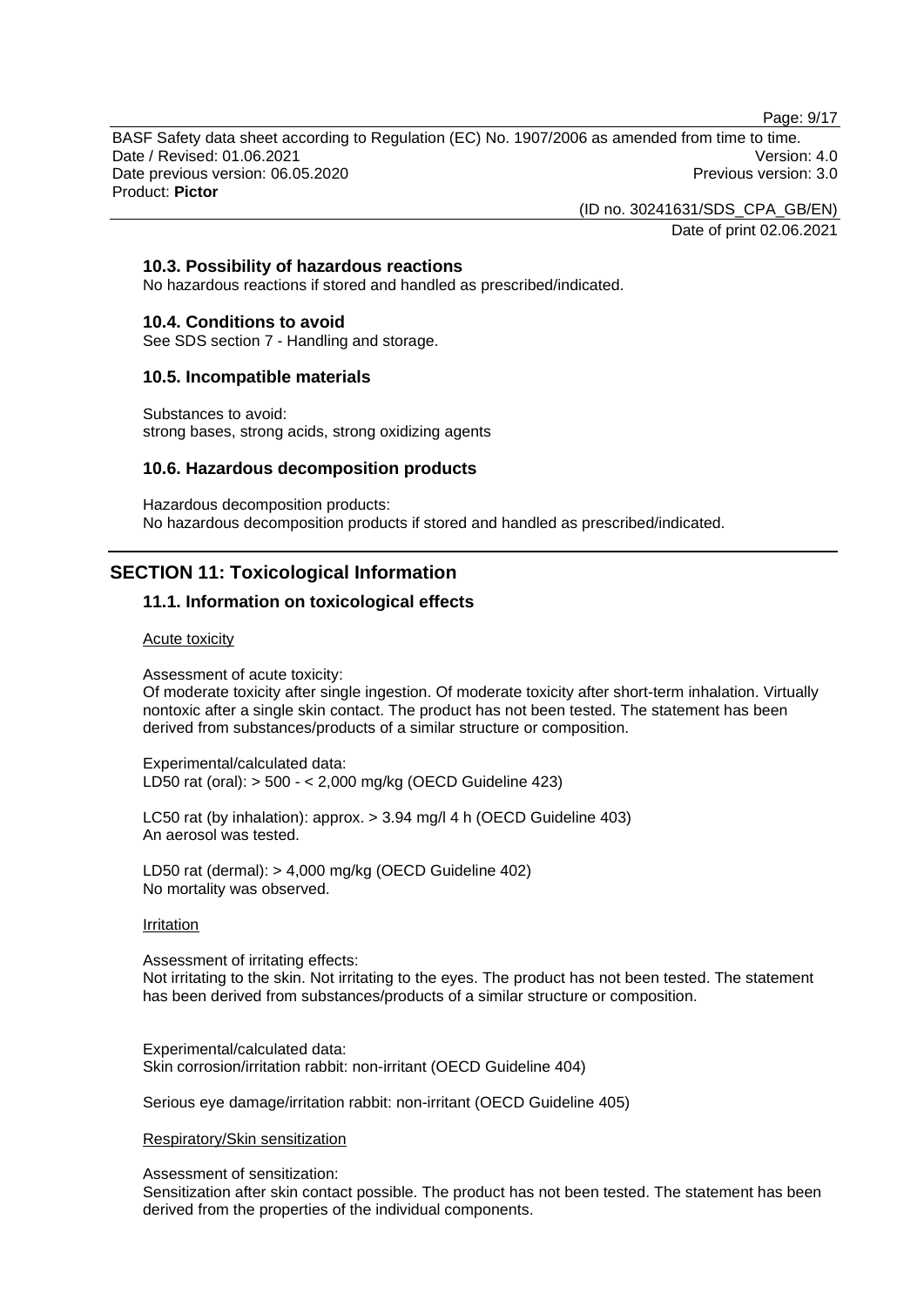### 10.3. Possibility of hazardous reactions

No hazardous reactions if stored and handled as prescribed/indicated.

### 10.4. Conditions to avoid

See SDS section 7 - Handling and storage.

### 10.5. Incompatible materials

Substances to avoid:
strong bases, strong acids, strong oxidizing agents

### 10.6. Hazardous decomposition products

Hazardous decomposition products:
No hazardous decomposition products if stored and handled as prescribed/indicated.

## SECTION 11: Toxicological Information

### 11.1. Information on toxicological effects

Acute toxicity

Assessment of acute toxicity:
Of moderate toxicity after single ingestion. Of moderate toxicity after short-term inhalation. Virtually nontoxic after a single skin contact. The product has not been tested. The statement has been derived from substances/products of a similar structure or composition.

Experimental/calculated data:
LD50 rat (oral): > 500 - < 2,000 mg/kg (OECD Guideline 423)

LC50 rat (by inhalation): approx. > 3.94 mg/l 4 h (OECD Guideline 403)
An aerosol was tested.

LD50 rat (dermal): > 4,000 mg/kg (OECD Guideline 402)
No mortality was observed.

Irritation

Assessment of irritating effects:
Not irritating to the skin. Not irritating to the eyes. The product has not been tested. The statement has been derived from substances/products of a similar structure or composition.

Experimental/calculated data:
Skin corrosion/irritation rabbit: non-irritant (OECD Guideline 404)

Serious eye damage/irritation rabbit: non-irritant (OECD Guideline 405)

Respiratory/Skin sensitization

Assessment of sensitization:
Sensitization after skin contact possible. The product has not been tested. The statement has been derived from the properties of the individual components.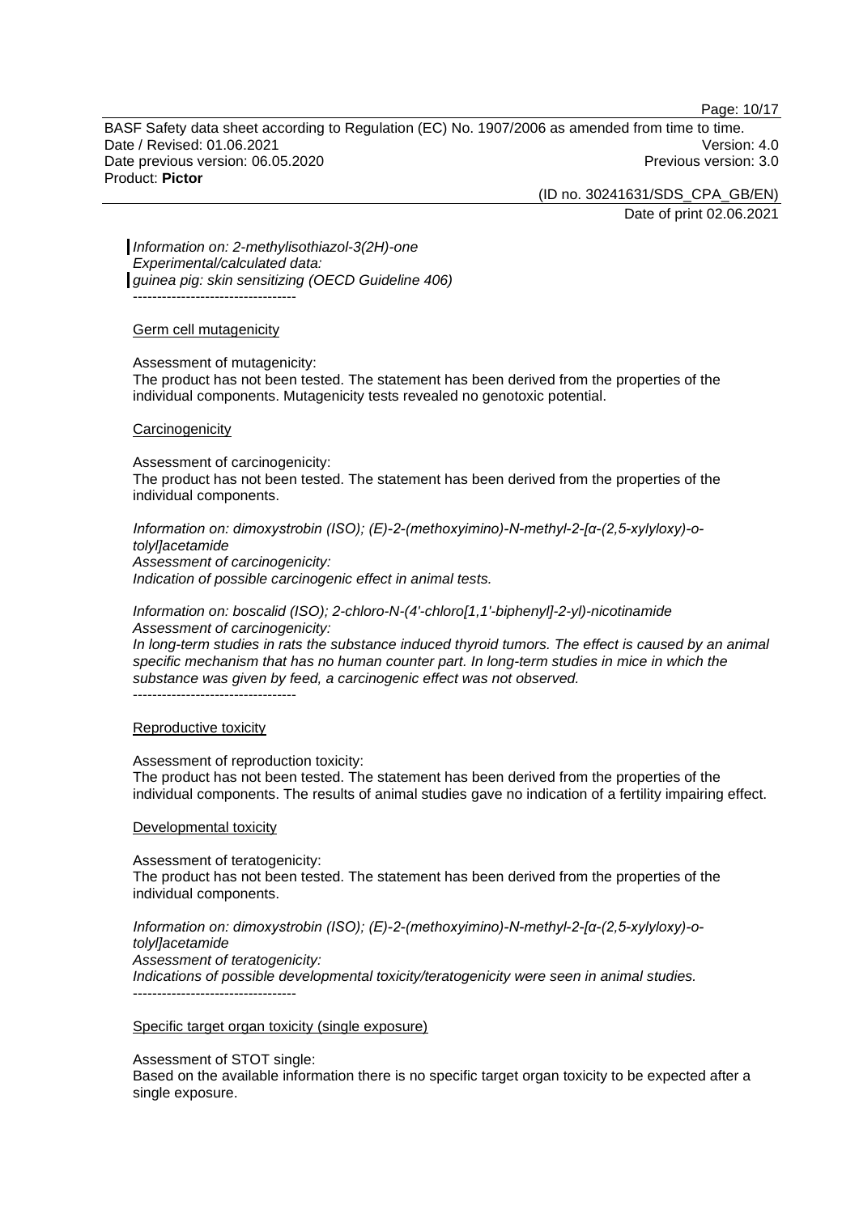*Information on: 2-methylisothiazol-3(2H)-one*
*Experimental/calculated data:*
*guinea pig: skin sensitizing (OECD Guideline 406)*
----------------------------------

Germ cell mutagenicity

Assessment of mutagenicity:
The product has not been tested. The statement has been derived from the properties of the individual components. Mutagenicity tests revealed no genotoxic potential.

Carcinogenicity

Assessment of carcinogenicity:
The product has not been tested. The statement has been derived from the properties of the individual components.

*Information on: dimoxystrobin (ISO); (E)-2-(methoxyimino)-N-methyl-2-[α-(2,5-xylyloxy)-o-tolyl]acetamide*
*Assessment of carcinogenicity:*
*Indication of possible carcinogenic effect in animal tests.*

*Information on: boscalid (ISO); 2-chloro-N-(4'-chloro[1,1'-biphenyl]-2-yl)-nicotinamide*
*Assessment of carcinogenicity:*
*In long-term studies in rats the substance induced thyroid tumors. The effect is caused by an animal specific mechanism that has no human counter part. In long-term studies in mice in which the substance was given by feed, a carcinogenic effect was not observed.*
----------------------------------

Reproductive toxicity

Assessment of reproduction toxicity:
The product has not been tested. The statement has been derived from the properties of the individual components. The results of animal studies gave no indication of a fertility impairing effect.

Developmental toxicity

Assessment of teratogenicity:
The product has not been tested. The statement has been derived from the properties of the individual components.

*Information on: dimoxystrobin (ISO); (E)-2-(methoxyimino)-N-methyl-2-[α-(2,5-xylyloxy)-o-tolyl]acetamide*
*Assessment of teratogenicity:*
*Indications of possible developmental toxicity/teratogenicity were seen in animal studies.*
----------------------------------

Specific target organ toxicity (single exposure)

Assessment of STOT single:
Based on the available information there is no specific target organ toxicity to be expected after a single exposure.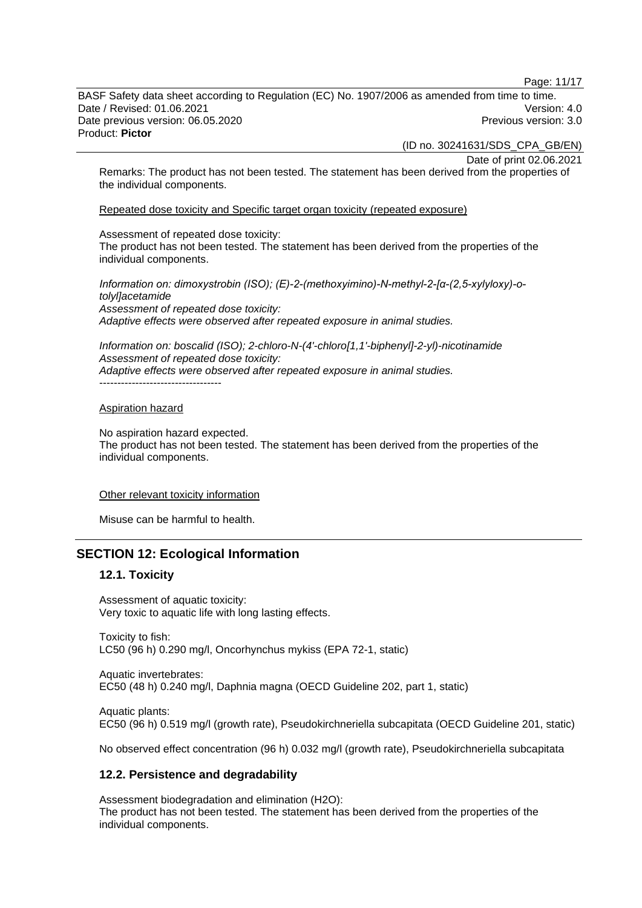Remarks: The product has not been tested. The statement has been derived from the properties of the individual components.

Repeated dose toxicity and Specific target organ toxicity (repeated exposure)

Assessment of repeated dose toxicity:
The product has not been tested. The statement has been derived from the properties of the individual components.

*Information on: dimoxystrobin (ISO); (E)-2-(methoxyimino)-N-methyl-2-[α-(2,5-xylyloxy)-o-tolyl]acetamide*
*Assessment of repeated dose toxicity:*
*Adaptive effects were observed after repeated exposure in animal studies.*

*Information on: boscalid (ISO); 2-chloro-N-(4'-chloro[1,1'-biphenyl]-2-yl)-nicotinamide*
*Assessment of repeated dose toxicity:*
*Adaptive effects were observed after repeated exposure in animal studies.*
----------------------------------

Aspiration hazard

No aspiration hazard expected.
The product has not been tested. The statement has been derived from the properties of the individual components.

Other relevant toxicity information

Misuse can be harmful to health.

## SECTION 12: Ecological Information

### 12.1. Toxicity

Assessment of aquatic toxicity:
Very toxic to aquatic life with long lasting effects.

Toxicity to fish:
LC50 (96 h) 0.290 mg/l, Oncorhynchus mykiss (EPA 72-1, static)

Aquatic invertebrates:
EC50 (48 h) 0.240 mg/l, Daphnia magna (OECD Guideline 202, part 1, static)

Aquatic plants:
EC50 (96 h) 0.519 mg/l (growth rate), Pseudokirchneriella subcapitata (OECD Guideline 201, static)

No observed effect concentration (96 h) 0.032 mg/l (growth rate), Pseudokirchneriella subcapitata

### 12.2. Persistence and degradability

Assessment biodegradation and elimination (H2O):
The product has not been tested. The statement has been derived from the properties of the individual components.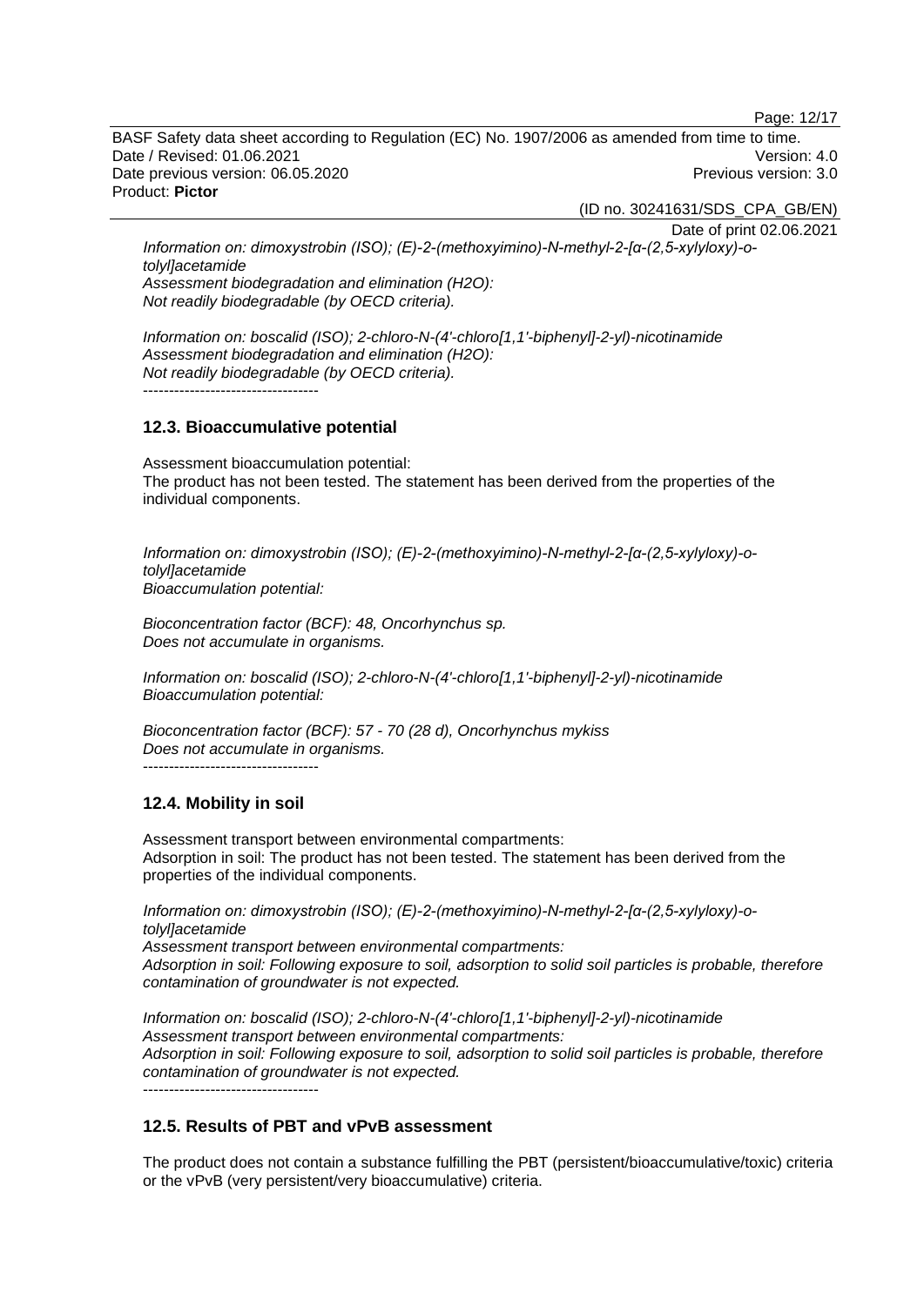*Information on: dimoxystrobin (ISO); (E)-2-(methoxyimino)-N-methyl-2-[α-(2,5-xylyloxy)-o-tolyl]acetamide*
*Assessment biodegradation and elimination (H2O):*
*Not readily biodegradable (by OECD criteria).*

*Information on: boscalid (ISO); 2-chloro-N-(4'-chloro[1,1'-biphenyl]-2-yl)-nicotinamide*
*Assessment biodegradation and elimination (H2O):*
*Not readily biodegradable (by OECD criteria).*
----------------------------------

## 12.3. Bioaccumulative potential

Assessment bioaccumulation potential:
The product has not been tested. The statement has been derived from the properties of the individual components.

*Information on: dimoxystrobin (ISO); (E)-2-(methoxyimino)-N-methyl-2-[α-(2,5-xylyloxy)-o-tolyl]acetamide*
*Bioaccumulation potential:*

*Bioconcentration factor (BCF): 48, Oncorhynchus sp.*
*Does not accumulate in organisms.*

*Information on: boscalid (ISO); 2-chloro-N-(4'-chloro[1,1'-biphenyl]-2-yl)-nicotinamide*
*Bioaccumulation potential:*

*Bioconcentration factor (BCF): 57 - 70 (28 d), Oncorhynchus mykiss*
*Does not accumulate in organisms.*
----------------------------------

## 12.4. Mobility in soil

Assessment transport between environmental compartments:
Adsorption in soil: The product has not been tested. The statement has been derived from the properties of the individual components.

*Information on: dimoxystrobin (ISO); (E)-2-(methoxyimino)-N-methyl-2-[α-(2,5-xylyloxy)-o-tolyl]acetamide*
*Assessment transport between environmental compartments:*
*Adsorption in soil: Following exposure to soil, adsorption to solid soil particles is probable, therefore contamination of groundwater is not expected.*

*Information on: boscalid (ISO); 2-chloro-N-(4'-chloro[1,1'-biphenyl]-2-yl)-nicotinamide*
*Assessment transport between environmental compartments:*
*Adsorption in soil: Following exposure to soil, adsorption to solid soil particles is probable, therefore contamination of groundwater is not expected.*
----------------------------------

## 12.5. Results of PBT and vPvB assessment

The product does not contain a substance fulfilling the PBT (persistent/bioaccumulative/toxic) criteria or the vPvB (very persistent/very bioaccumulative) criteria.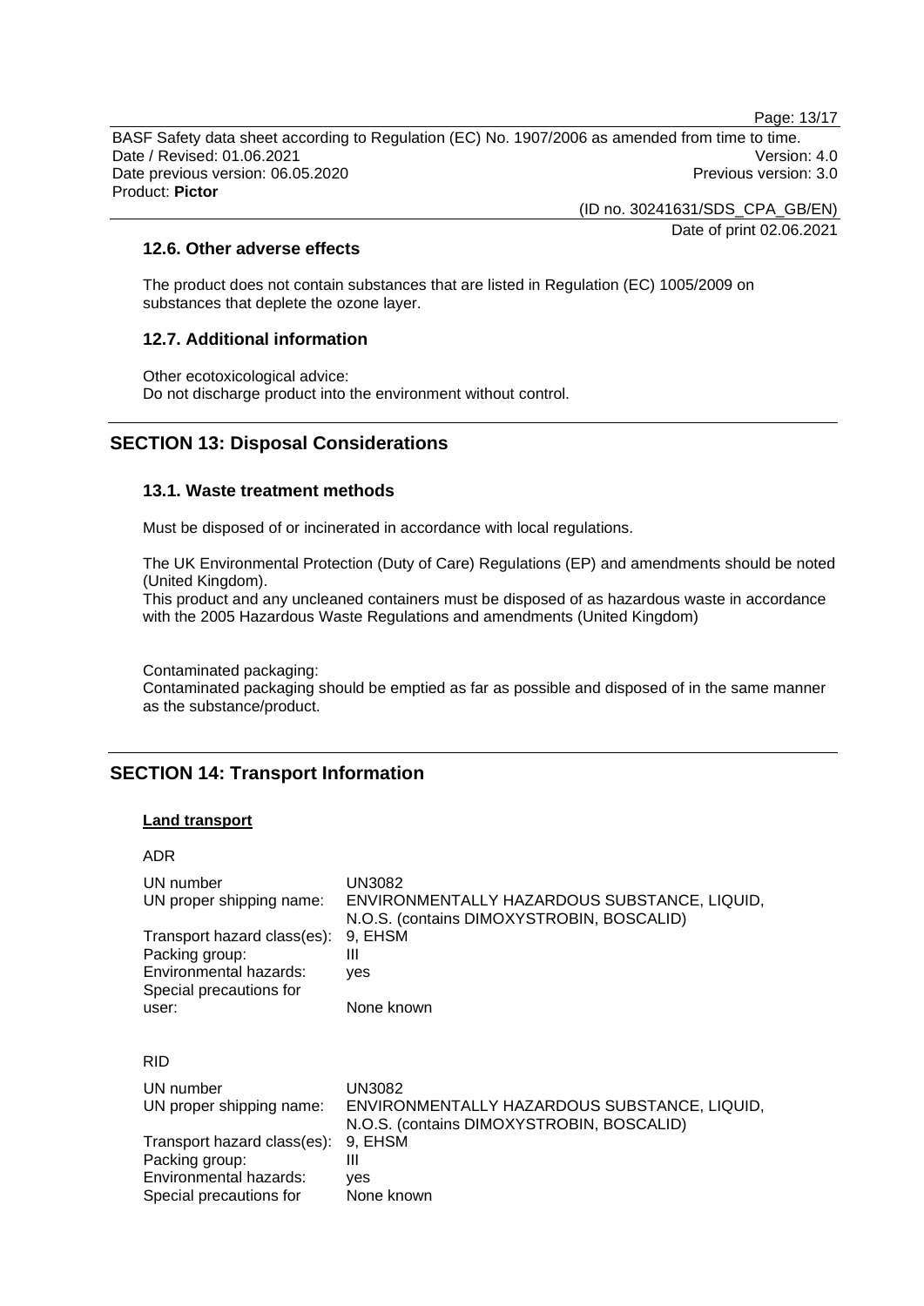### 12.6. Other adverse effects

The product does not contain substances that are listed in Regulation (EC) 1005/2009 on substances that deplete the ozone layer.

### 12.7. Additional information

Other ecotoxicological advice:
Do not discharge product into the environment without control.

## SECTION 13: Disposal Considerations

### 13.1. Waste treatment methods

Must be disposed of or incinerated in accordance with local regulations.

The UK Environmental Protection (Duty of Care) Regulations (EP) and amendments should be noted (United Kingdom).
This product and any uncleaned containers must be disposed of as hazardous waste in accordance with the 2005 Hazardous Waste Regulations and amendments (United Kingdom)

Contaminated packaging:
Contaminated packaging should be emptied as far as possible and disposed of in the same manner as the substance/product.

## SECTION 14: Transport Information

**Land transport**

ADR

| | |
|---|---|
| UN number | UN3082 |
| UN proper shipping name: | ENVIRONMENTALLY HAZARDOUS SUBSTANCE, LIQUID, N.O.S. (contains DIMOXYSTROBIN, BOSCALID) |
| Transport hazard class(es): | 9, EHSM |
| Packing group: | III |
| Environmental hazards: | yes |
| Special precautions for user: | None known |

RID

| | |
|---|---|
| UN number | UN3082 |
| UN proper shipping name: | ENVIRONMENTALLY HAZARDOUS SUBSTANCE, LIQUID, N.O.S. (contains DIMOXYSTROBIN, BOSCALID) |
| Transport hazard class(es): | 9, EHSM |
| Packing group: | III |
| Environmental hazards: | yes |
| Special precautions for | None known |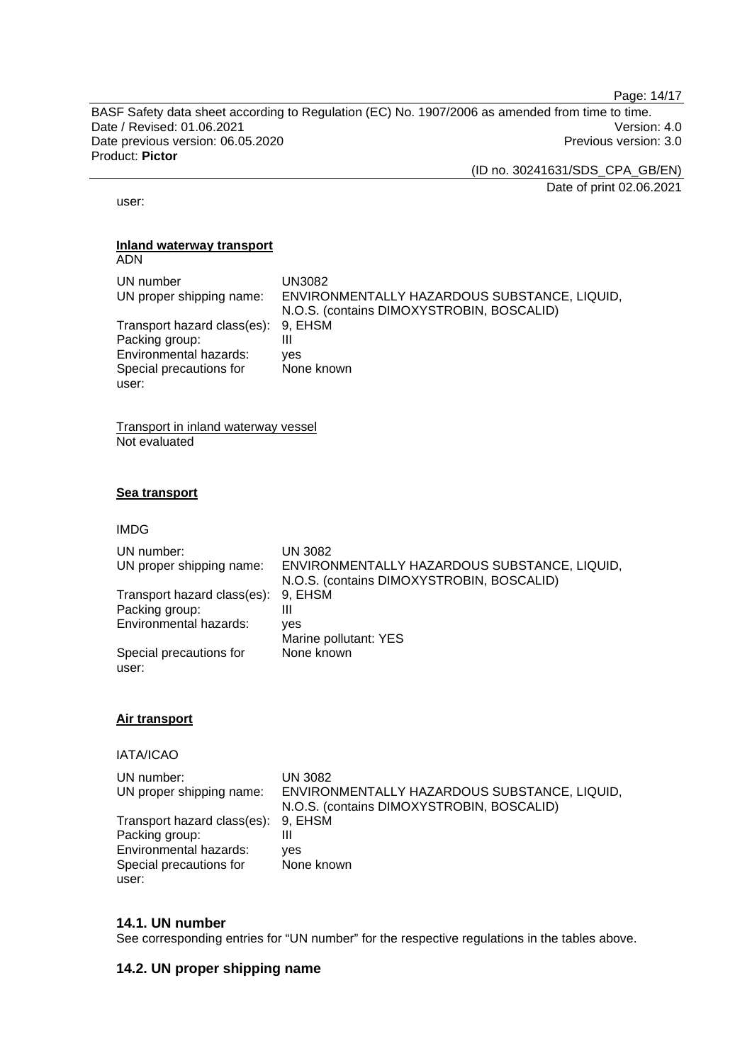user:

**Inland waterway transport**
ADN

| | |
|---|---|
| UN number | UN3082 |
| UN proper shipping name: | ENVIRONMENTALLY HAZARDOUS SUBSTANCE, LIQUID, N.O.S. (contains DIMOXYSTROBIN, BOSCALID) |
| Transport hazard class(es): | 9, EHSM |
| Packing group: | III |
| Environmental hazards: | yes |
| Special precautions for user: | None known |

Transport in inland waterway vessel
Not evaluated

**Sea transport**

IMDG

| | |
|---|---|
| UN number: | UN 3082 |
| UN proper shipping name: | ENVIRONMENTALLY HAZARDOUS SUBSTANCE, LIQUID, N.O.S. (contains DIMOXYSTROBIN, BOSCALID) |
| Transport hazard class(es): | 9, EHSM |
| Packing group: | III |
| Environmental hazards: | yes<br>Marine pollutant: YES |
| Special precautions for user: | None known |

**Air transport**

IATA/ICAO

| | |
|---|---|
| UN number: | UN 3082 |
| UN proper shipping name: | ENVIRONMENTALLY HAZARDOUS SUBSTANCE, LIQUID, N.O.S. (contains DIMOXYSTROBIN, BOSCALID) |
| Transport hazard class(es): | 9, EHSM |
| Packing group: | III |
| Environmental hazards: | yes |
| Special precautions for user: | None known |

## 14.1. UN number

See corresponding entries for “UN number” for the respective regulations in the tables above.

## 14.2. UN proper shipping name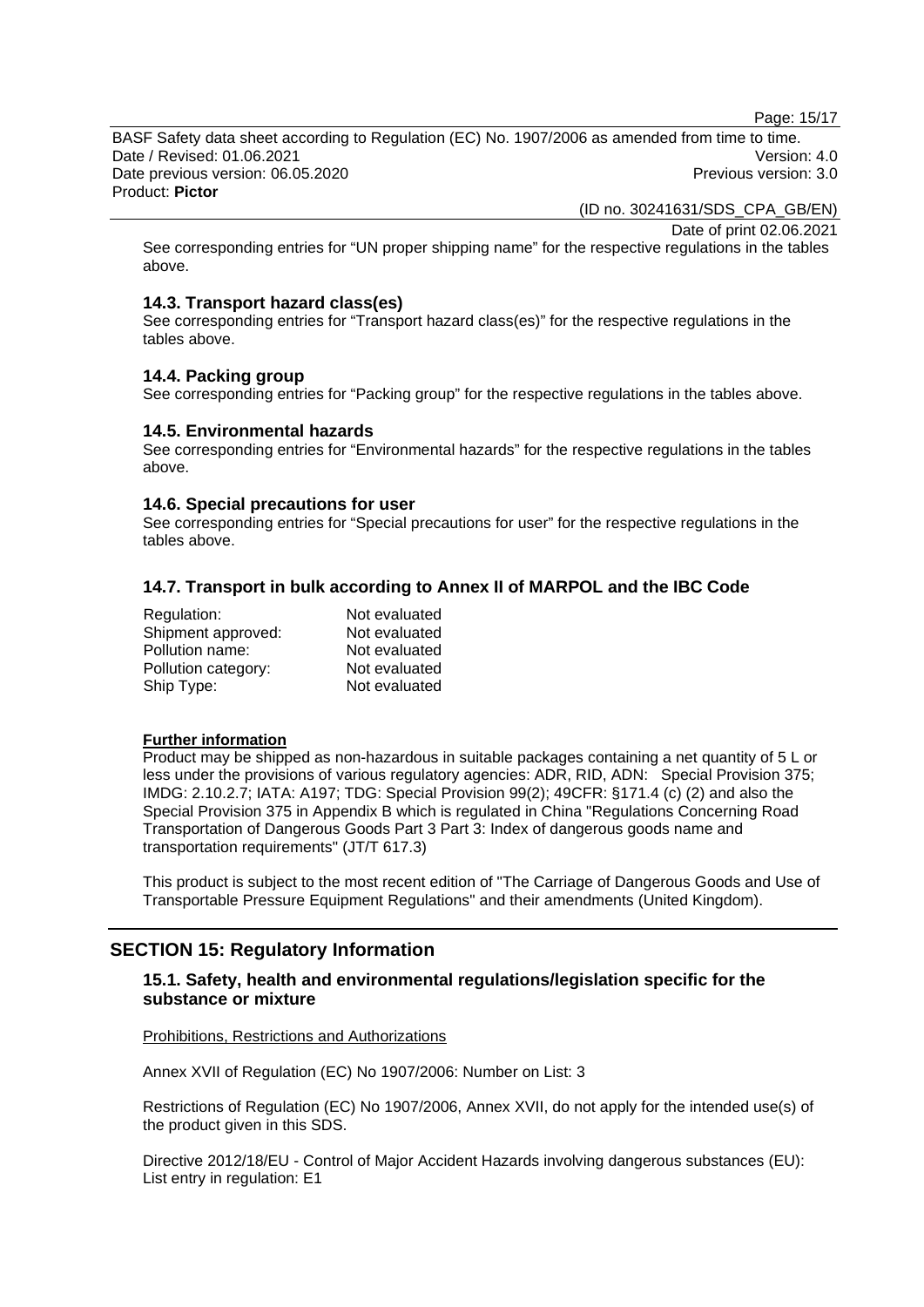See corresponding entries for “UN proper shipping name” for the respective regulations in the tables above.

### 14.3. Transport hazard class(es)

See corresponding entries for “Transport hazard class(es)” for the respective regulations in the tables above.

### 14.4. Packing group

See corresponding entries for “Packing group” for the respective regulations in the tables above.

### 14.5. Environmental hazards

See corresponding entries for “Environmental hazards” for the respective regulations in the tables above.

### 14.6. Special precautions for user

See corresponding entries for “Special precautions for user” for the respective regulations in the tables above.

### 14.7. Transport in bulk according to Annex II of MARPOL and the IBC Code

| | |
|---|---|
| Regulation: | Not evaluated |
| Shipment approved: | Not evaluated |
| Pollution name: | Not evaluated |
| Pollution category: | Not evaluated |
| Ship Type: | Not evaluated |

**Further information**

Product may be shipped as non-hazardous in suitable packages containing a net quantity of 5 L or less under the provisions of various regulatory agencies: ADR, RID, ADN: Special Provision 375; IMDG: 2.10.2.7; IATA: A197; TDG: Special Provision 99(2); 49CFR: §171.4 (c) (2) and also the Special Provision 375 in Appendix B which is regulated in China "Regulations Concerning Road Transportation of Dangerous Goods Part 3 Part 3: Index of dangerous goods name and transportation requirements" (JT/T 617.3)

This product is subject to the most recent edition of "The Carriage of Dangerous Goods and Use of Transportable Pressure Equipment Regulations" and their amendments (United Kingdom).

## SECTION 15: Regulatory Information

### 15.1. Safety, health and environmental regulations/legislation specific for the substance or mixture

Prohibitions, Restrictions and Authorizations

Annex XVII of Regulation (EC) No 1907/2006: Number on List: 3

Restrictions of Regulation (EC) No 1907/2006, Annex XVII, do not apply for the intended use(s) of the product given in this SDS.

Directive 2012/18/EU - Control of Major Accident Hazards involving dangerous substances (EU): List entry in regulation: E1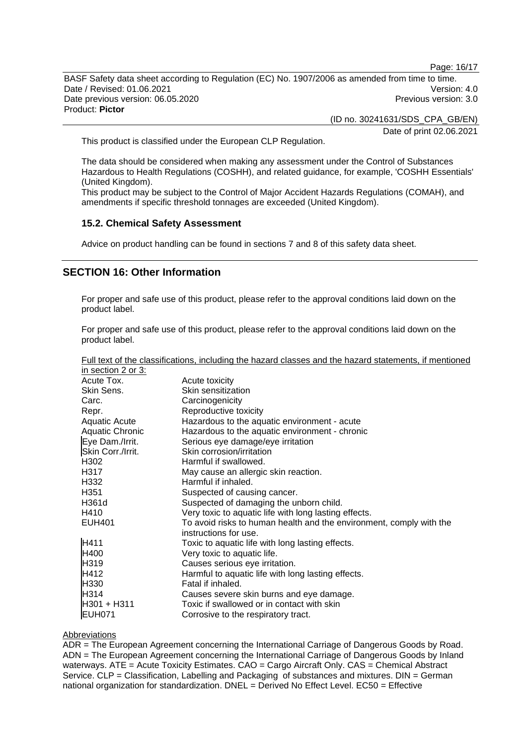This product is classified under the European CLP Regulation.

The data should be considered when making any assessment under the Control of Substances Hazardous to Health Regulations (COSHH), and related guidance, for example, 'COSHH Essentials' (United Kingdom).
This product may be subject to the Control of Major Accident Hazards Regulations (COMAH), and amendments if specific threshold tonnages are exceeded (United Kingdom).

### 15.2. Chemical Safety Assessment

Advice on product handling can be found in sections 7 and 8 of this safety data sheet.

## SECTION 16: Other Information

For proper and safe use of this product, please refer to the approval conditions laid down on the product label.

For proper and safe use of this product, please refer to the approval conditions laid down on the product label.

Full text of the classifications, including the hazard classes and the hazard statements, if mentioned in section 2 or 3:

| | |
|---|---|
| Acute Tox. | Acute toxicity |
| Skin Sens. | Skin sensitization |
| Carc. | Carcinogenicity |
| Repr. | Reproductive toxicity |
| Aquatic Acute | Hazardous to the aquatic environment - acute |
| Aquatic Chronic | Hazardous to the aquatic environment - chronic |
| Eye Dam./Irrit. | Serious eye damage/eye irritation |
| Skin Corr./Irrit. | Skin corrosion/irritation |
| H302 | Harmful if swallowed. |
| H317 | May cause an allergic skin reaction. |
| H332 | Harmful if inhaled. |
| H351 | Suspected of causing cancer. |
| H361d | Suspected of damaging the unborn child. |
| H410 | Very toxic to aquatic life with long lasting effects. |
| EUH401 | To avoid risks to human health and the environment, comply with the instructions for use. |
| H411 | Toxic to aquatic life with long lasting effects. |
| H400 | Very toxic to aquatic life. |
| H319 | Causes serious eye irritation. |
| H412 | Harmful to aquatic life with long lasting effects. |
| H330 | Fatal if inhaled. |
| H314 | Causes severe skin burns and eye damage. |
| H301 + H311 | Toxic if swallowed or in contact with skin |
| EUH071 | Corrosive to the respiratory tract. |

Abbreviations

ADR = The European Agreement concerning the International Carriage of Dangerous Goods by Road. ADN = The European Agreement concerning the International Carriage of Dangerous Goods by Inland waterways. ATE = Acute Toxicity Estimates. CAO = Cargo Aircraft Only. CAS = Chemical Abstract Service. CLP = Classification, Labelling and Packaging of substances and mixtures. DIN = German national organization for standardization. DNEL = Derived No Effect Level. EC50 = Effective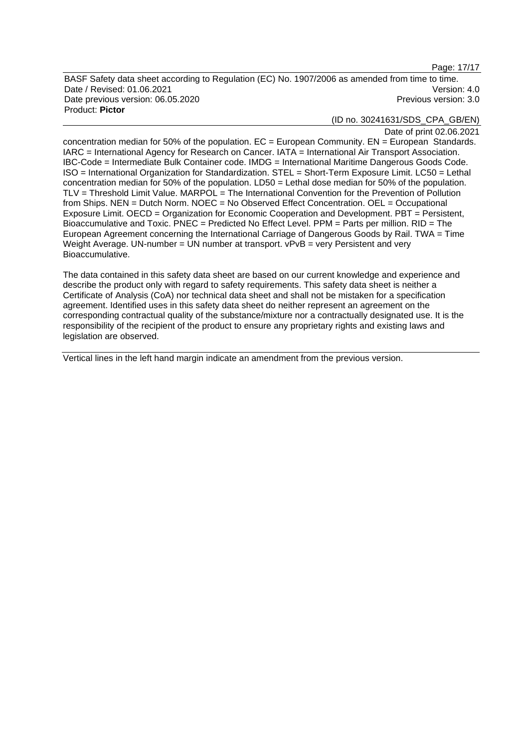concentration median for 50% of the population. EC = European Community. EN = European Standards. IARC = International Agency for Research on Cancer. IATA = International Air Transport Association. IBC-Code = Intermediate Bulk Container code. IMDG = International Maritime Dangerous Goods Code. ISO = International Organization for Standardization. STEL = Short-Term Exposure Limit. LC50 = Lethal concentration median for 50% of the population. LD50 = Lethal dose median for 50% of the population. TLV = Threshold Limit Value. MARPOL = The International Convention for the Prevention of Pollution from Ships. NEN = Dutch Norm. NOEC = No Observed Effect Concentration. OEL = Occupational Exposure Limit. OECD = Organization for Economic Cooperation and Development. PBT = Persistent, Bioaccumulative and Toxic. PNEC = Predicted No Effect Level. PPM = Parts per million. RID = The European Agreement concerning the International Carriage of Dangerous Goods by Rail. TWA = Time Weight Average. UN-number = UN number at transport. vPvB = very Persistent and very Bioaccumulative.

The data contained in this safety data sheet are based on our current knowledge and experience and describe the product only with regard to safety requirements. This safety data sheet is neither a Certificate of Analysis (CoA) nor technical data sheet and shall not be mistaken for a specification agreement. Identified uses in this safety data sheet do neither represent an agreement on the corresponding contractual quality of the substance/mixture nor a contractually designated use. It is the responsibility of the recipient of the product to ensure any proprietary rights and existing laws and legislation are observed.

---

Vertical lines in the left hand margin indicate an amendment from the previous version.